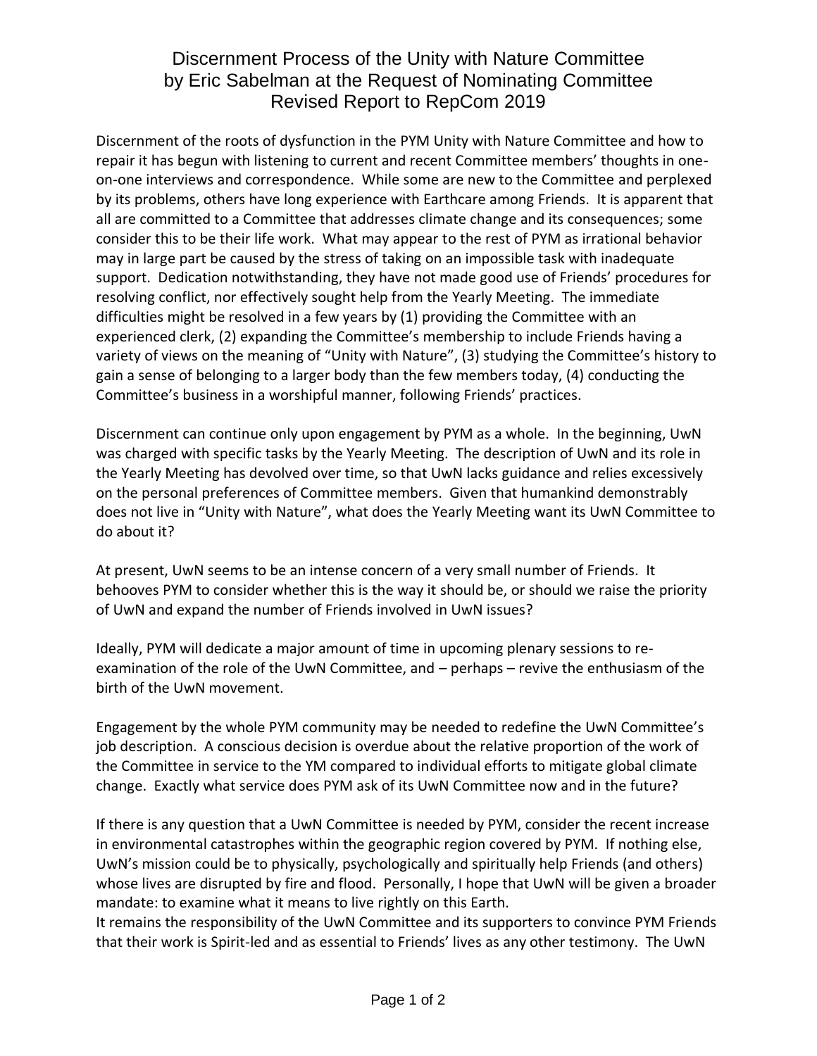# Discernment Process of the Unity with Nature Committee by Eric Sabelman at the Request of Nominating Committee Revised Report to RepCom 2019

Discernment of the roots of dysfunction in the PYM Unity with Nature Committee and how to repair it has begun with listening to current and recent Committee members' thoughts in one-on-one interviews and correspondence. While some are new to the Committee and perplexed by its problems, others have long experience with Earthcare among Friends. It is apparent that all are committed to a Committee that addresses climate change and its consequences; some consider this to be their life work. What may appear to the rest of PYM as irrational behavior may in large part be caused by the stress of taking on an impossible task with inadequate support. Dedication notwithstanding, they have not made good use of Friends' procedures for resolving conflict, nor effectively sought help from the Yearly Meeting. The immediate difficulties might be resolved in a few years by (1) providing the Committee with an experienced clerk, (2) expanding the Committee's membership to include Friends having a variety of views on the meaning of "Unity with Nature", (3) studying the Committee's history to gain a sense of belonging to a larger body than the few members today, (4) conducting the Committee's business in a worshipful manner, following Friends' practices.

Discernment can continue only upon engagement by PYM as a whole. In the beginning, UwN was charged with specific tasks by the Yearly Meeting. The description of UwN and its role in the Yearly Meeting has devolved over time, so that UwN lacks guidance and relies excessively on the personal preferences of Committee members. Given that humankind demonstrably does not live in "Unity with Nature", what does the Yearly Meeting want its UwN Committee to do about it?

At present, UwN seems to be an intense concern of a very small number of Friends. It behooves PYM to consider whether this is the way it should be, or should we raise the priority of UwN and expand the number of Friends involved in UwN issues?

Ideally, PYM will dedicate a major amount of time in upcoming plenary sessions to re-examination of the role of the UwN Committee, and – perhaps – revive the enthusiasm of the birth of the UwN movement.

Engagement by the whole PYM community may be needed to redefine the UwN Committee's job description. A conscious decision is overdue about the relative proportion of the work of the Committee in service to the YM compared to individual efforts to mitigate global climate change. Exactly what service does PYM ask of its UwN Committee now and in the future?

If there is any question that a UwN Committee is needed by PYM, consider the recent increase in environmental catastrophes within the geographic region covered by PYM. If nothing else, UwN's mission could be to physically, psychologically and spiritually help Friends (and others) whose lives are disrupted by fire and flood. Personally, I hope that UwN will be given a broader mandate: to examine what it means to live rightly on this Earth.

It remains the responsibility of the UwN Committee and its supporters to convince PYM Friends that their work is Spirit-led and as essential to Friends' lives as any other testimony. The UwN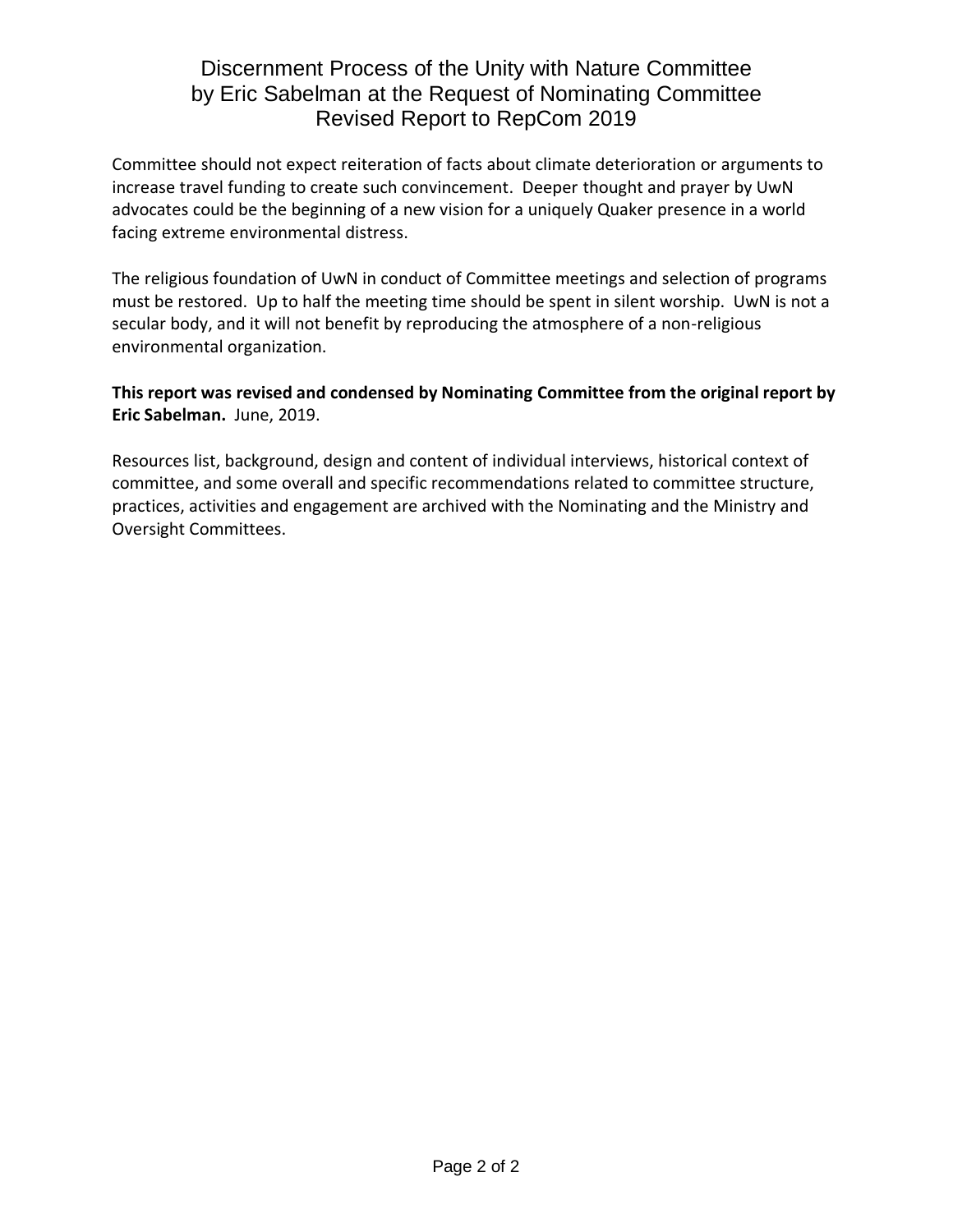# Discernment Process of the Unity with Nature Committee by Eric Sabelman at the Request of Nominating Committee Revised Report to RepCom 2019

Committee should not expect reiteration of facts about climate deterioration or arguments to increase travel funding to create such convincement. Deeper thought and prayer by UwN advocates could be the beginning of a new vision for a uniquely Quaker presence in a world facing extreme environmental distress.

The religious foundation of UwN in conduct of Committee meetings and selection of programs must be restored. Up to half the meeting time should be spent in silent worship. UwN is not a secular body, and it will not benefit by reproducing the atmosphere of a non-religious environmental organization.

**This report was revised and condensed by Nominating Committee from the original report by Eric Sabelman.** June, 2019.

Resources list, background, design and content of individual interviews, historical context of committee, and some overall and specific recommendations related to committee structure, practices, activities and engagement are archived with the Nominating and the Ministry and Oversight Committees.